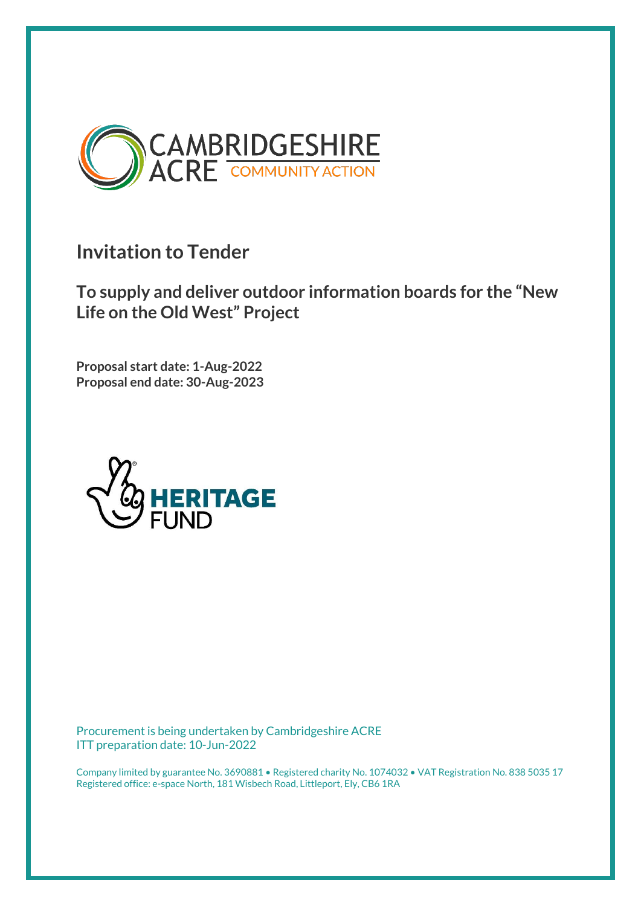# Invitation to Tender

## To supply and deliver outdoor information boards for the "New Life on the Old West" Project

**Proposal start date: 1-Aug-2022**
**Proposal end date: 30-Aug-2023**

Procurement is being undertaken by Cambridgeshire ACRE
ITT preparation date: 10-Jun-2022

Company limited by guarantee No. 3690881 • Registered charity No. 1074032 • VAT Registration No. 838 5035 17
Registered office: e-space North, 181 Wisbech Road, Littleport, Ely, CB6 1RA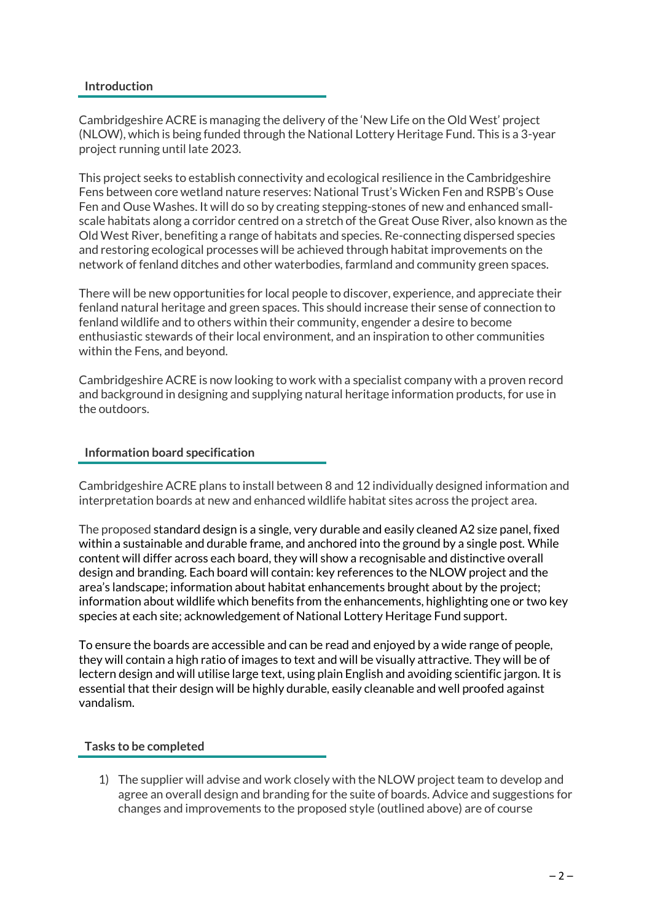## Introduction

Cambridgeshire ACRE is managing the delivery of the 'New Life on the Old West' project (NLOW), which is being funded through the National Lottery Heritage Fund. This is a 3-year project running until late 2023.

This project seeks to establish connectivity and ecological resilience in the Cambridgeshire Fens between core wetland nature reserves: National Trust's Wicken Fen and RSPB's Ouse Fen and Ouse Washes. It will do so by creating stepping-stones of new and enhanced small-scale habitats along a corridor centred on a stretch of the Great Ouse River, also known as the Old West River, benefiting a range of habitats and species. Re-connecting dispersed species and restoring ecological processes will be achieved through habitat improvements on the network of fenland ditches and other waterbodies, farmland and community green spaces.

There will be new opportunities for local people to discover, experience, and appreciate their fenland natural heritage and green spaces. This should increase their sense of connection to fenland wildlife and to others within their community, engender a desire to become enthusiastic stewards of their local environment, and an inspiration to other communities within the Fens, and beyond.

Cambridgeshire ACRE is now looking to work with a specialist company with a proven record and background in designing and supplying natural heritage information products, for use in the outdoors.

## Information board specification

Cambridgeshire ACRE plans to install between 8 and 12 individually designed information and interpretation boards at new and enhanced wildlife habitat sites across the project area.

The proposed standard design is a single, very durable and easily cleaned A2 size panel, fixed within a sustainable and durable frame, and anchored into the ground by a single post. While content will differ across each board, they will show a recognisable and distinctive overall design and branding. Each board will contain: key references to the NLOW project and the area's landscape; information about habitat enhancements brought about by the project; information about wildlife which benefits from the enhancements, highlighting one or two key species at each site; acknowledgement of National Lottery Heritage Fund support.

To ensure the boards are accessible and can be read and enjoyed by a wide range of people, they will contain a high ratio of images to text and will be visually attractive. They will be of lectern design and will utilise large text, using plain English and avoiding scientific jargon. It is essential that their design will be highly durable, easily cleanable and well proofed against vandalism.

## Tasks to be completed

1) The supplier will advise and work closely with the NLOW project team to develop and agree an overall design and branding for the suite of boards. Advice and suggestions for changes and improvements to the proposed style (outlined above) are of course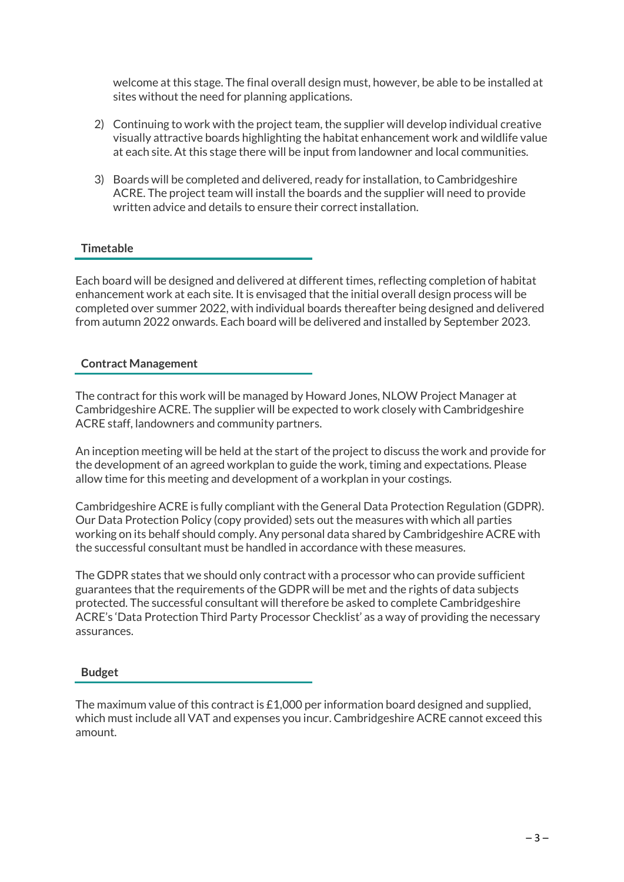welcome at this stage. The final overall design must, however, be able to be installed at sites without the need for planning applications.

2) Continuing to work with the project team, the supplier will develop individual creative visually attractive boards highlighting the habitat enhancement work and wildlife value at each site. At this stage there will be input from landowner and local communities.

3) Boards will be completed and delivered, ready for installation, to Cambridgeshire ACRE. The project team will install the boards and the supplier will need to provide written advice and details to ensure their correct installation.

## Timetable

Each board will be designed and delivered at different times, reflecting completion of habitat enhancement work at each site. It is envisaged that the initial overall design process will be completed over summer 2022, with individual boards thereafter being designed and delivered from autumn 2022 onwards. Each board will be delivered and installed by September 2023.

## Contract Management

The contract for this work will be managed by Howard Jones, NLOW Project Manager at Cambridgeshire ACRE. The supplier will be expected to work closely with Cambridgeshire ACRE staff, landowners and community partners.

An inception meeting will be held at the start of the project to discuss the work and provide for the development of an agreed workplan to guide the work, timing and expectations. Please allow time for this meeting and development of a workplan in your costings.

Cambridgeshire ACRE is fully compliant with the General Data Protection Regulation (GDPR). Our Data Protection Policy (copy provided) sets out the measures with which all parties working on its behalf should comply. Any personal data shared by Cambridgeshire ACRE with the successful consultant must be handled in accordance with these measures.

The GDPR states that we should only contract with a processor who can provide sufficient guarantees that the requirements of the GDPR will be met and the rights of data subjects protected. The successful consultant will therefore be asked to complete Cambridgeshire ACRE's 'Data Protection Third Party Processor Checklist' as a way of providing the necessary assurances.

## Budget

The maximum value of this contract is £1,000 per information board designed and supplied, which must include all VAT and expenses you incur. Cambridgeshire ACRE cannot exceed this amount.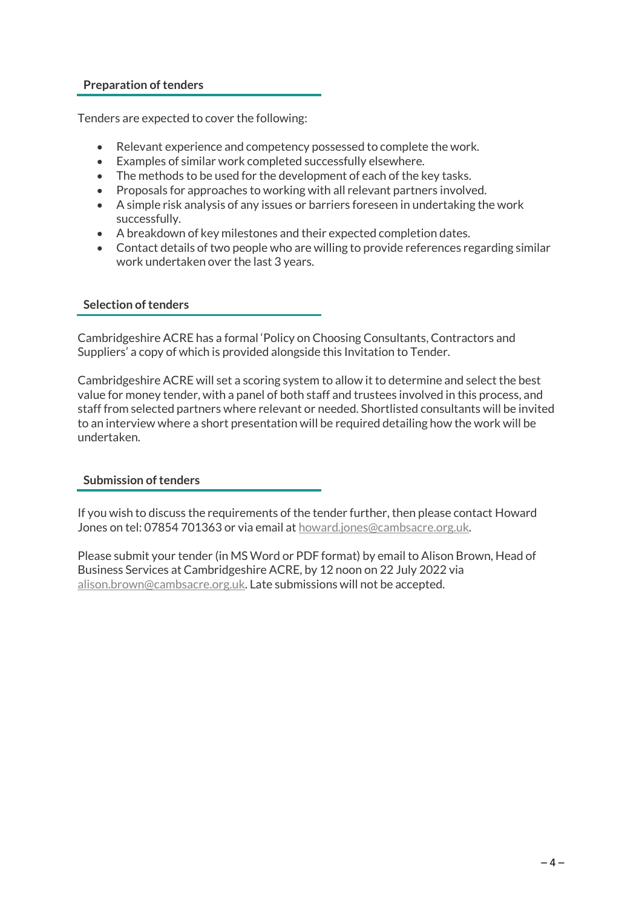## Preparation of tenders

Tenders are expected to cover the following:

- Relevant experience and competency possessed to complete the work.
- Examples of similar work completed successfully elsewhere.
- The methods to be used for the development of each of the key tasks.
- Proposals for approaches to working with all relevant partners involved.
- A simple risk analysis of any issues or barriers foreseen in undertaking the work successfully.
- A breakdown of key milestones and their expected completion dates.
- Contact details of two people who are willing to provide references regarding similar work undertaken over the last 3 years.

## Selection of tenders

Cambridgeshire ACRE has a formal 'Policy on Choosing Consultants, Contractors and Suppliers' a copy of which is provided alongside this Invitation to Tender.

Cambridgeshire ACRE will set a scoring system to allow it to determine and select the best value for money tender, with a panel of both staff and trustees involved in this process, and staff from selected partners where relevant or needed. Shortlisted consultants will be invited to an interview where a short presentation will be required detailing how the work will be undertaken.

## Submission of tenders

If you wish to discuss the requirements of the tender further, then please contact Howard Jones on tel: 07854 701363 or via email at howard.jones@cambsacre.org.uk.

Please submit your tender (in MS Word or PDF format) by email to Alison Brown, Head of Business Services at Cambridgeshire ACRE, by 12 noon on 22 July 2022 via alison.brown@cambsacre.org.uk. Late submissions will not be accepted.